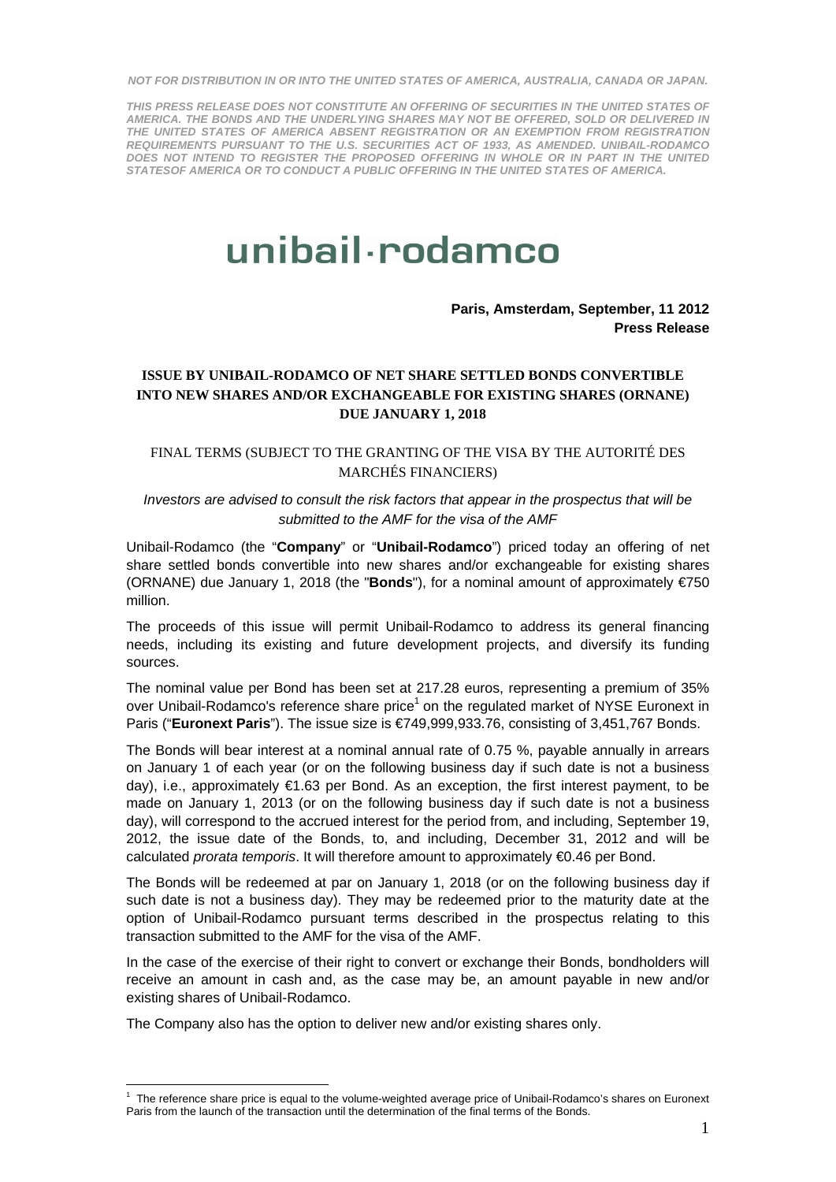***NOT FOR DISTRIBUTION IN OR INTO THE UNITED STATES OF AMERICA, AUSTRALIA, CANADA OR JAPAN.***

***THIS PRESS RELEASE DOES NOT CONSTITUTE AN OFFERING OF SECURITIES IN THE UNITED STATES OF AMERICA. THE BONDS AND THE UNDERLYING SHARES MAY NOT BE OFFERED, SOLD OR DELIVERED IN THE UNITED STATES OF AMERICA ABSENT REGISTRATION OR AN EXEMPTION FROM REGISTRATION REQUIREMENTS PURSUANT TO THE U.S. SECURITIES ACT OF 1933, AS AMENDED. UNIBAIL-RODAMCO DOES NOT INTEND TO REGISTER THE PROPOSED OFFERING IN WHOLE OR IN PART IN THE UNITED STATESOF AMERICA OR TO CONDUCT A PUBLIC OFFERING IN THE UNITED STATES OF AMERICA.***

# unibail·rodamco

**Paris, Amsterdam, September, 11 2012**
**Press Release**

## ISSUE BY UNIBAIL-RODAMCO OF NET SHARE SETTLED BONDS CONVERTIBLE INTO NEW SHARES AND/OR EXCHANGEABLE FOR EXISTING SHARES (ORNANE) DUE JANUARY 1, 2018

FINAL TERMS (SUBJECT TO THE GRANTING OF THE VISA BY THE AUTORITÉ DES MARCHÉS FINANCIERS)

*Investors are advised to consult the risk factors that appear in the prospectus that will be submitted to the AMF for the visa of the AMF*

Unibail-Rodamco (the "**Company**" or "**Unibail-Rodamco**") priced today an offering of net share settled bonds convertible into new shares and/or exchangeable for existing shares (ORNANE) due January 1, 2018 (the "**Bonds**"), for a nominal amount of approximately €750 million.

The proceeds of this issue will permit Unibail-Rodamco to address its general financing needs, including its existing and future development projects, and diversify its funding sources.

The nominal value per Bond has been set at 217.28 euros, representing a premium of 35% over Unibail-Rodamco's reference share price[1] on the regulated market of NYSE Euronext in Paris ("**Euronext Paris**"). The issue size is €749,999,933.76, consisting of 3,451,767 Bonds.

The Bonds will bear interest at a nominal annual rate of 0.75 %, payable annually in arrears on January 1 of each year (or on the following business day if such date is not a business day), i.e., approximately €1.63 per Bond. As an exception, the first interest payment, to be made on January 1, 2013 (or on the following business day if such date is not a business day), will correspond to the accrued interest for the period from, and including, September 19, 2012, the issue date of the Bonds, to, and including, December 31, 2012 and will be calculated *prorata temporis*. It will therefore amount to approximately €0.46 per Bond.

The Bonds will be redeemed at par on January 1, 2018 (or on the following business day if such date is not a business day). They may be redeemed prior to the maturity date at the option of Unibail-Rodamco pursuant terms described in the prospectus relating to this transaction submitted to the AMF for the visa of the AMF.

In the case of the exercise of their right to convert or exchange their Bonds, bondholders will receive an amount in cash and, as the case may be, an amount payable in new and/or existing shares of Unibail-Rodamco.

The Company also has the option to deliver new and/or existing shares only.

[1] The reference share price is equal to the volume-weighted average price of Unibail-Rodamco's shares on Euronext Paris from the launch of the transaction until the determination of the final terms of the Bonds.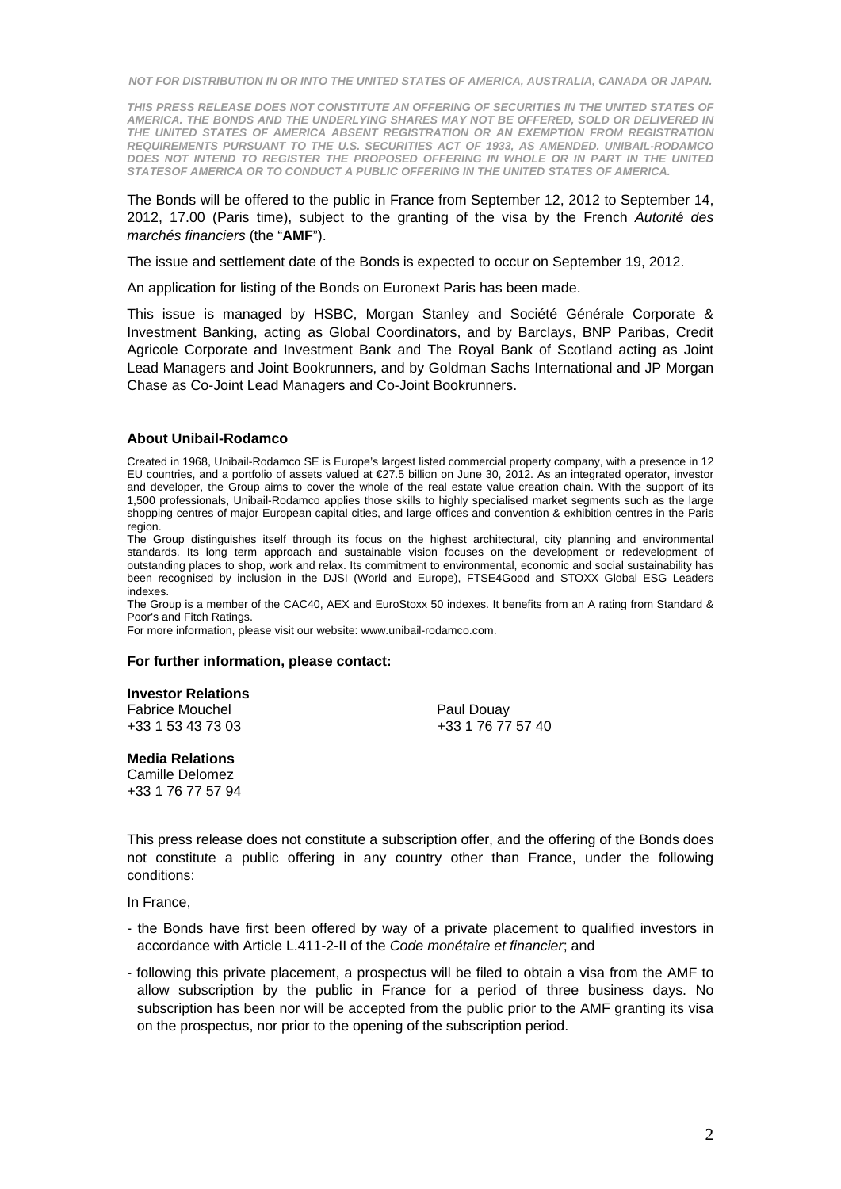*NOT FOR DISTRIBUTION IN OR INTO THE UNITED STATES OF AMERICA, AUSTRALIA, CANADA OR JAPAN.*

***THIS PRESS RELEASE DOES NOT CONSTITUTE AN OFFERING OF SECURITIES IN THE UNITED STATES OF AMERICA. THE BONDS AND THE UNDERLYING SHARES MAY NOT BE OFFERED, SOLD OR DELIVERED IN THE UNITED STATES OF AMERICA ABSENT REGISTRATION OR AN EXEMPTION FROM REGISTRATION REQUIREMENTS PURSUANT TO THE U.S. SECURITIES ACT OF 1933, AS AMENDED. UNIBAIL-RODAMCO DOES NOT INTEND TO REGISTER THE PROPOSED OFFERING IN WHOLE OR IN PART IN THE UNITED STATESOF AMERICA OR TO CONDUCT A PUBLIC OFFERING IN THE UNITED STATES OF AMERICA.***

The Bonds will be offered to the public in France from September 12, 2012 to September 14, 2012, 17.00 (Paris time), subject to the granting of the visa by the French *Autorité des marchés financiers* (the "**AMF**").

The issue and settlement date of the Bonds is expected to occur on September 19, 2012.

An application for listing of the Bonds on Euronext Paris has been made.

This issue is managed by HSBC, Morgan Stanley and Société Générale Corporate & Investment Banking, acting as Global Coordinators, and by Barclays, BNP Paribas, Credit Agricole Corporate and Investment Bank and The Royal Bank of Scotland acting as Joint Lead Managers and Joint Bookrunners, and by Goldman Sachs International and JP Morgan Chase as Co-Joint Lead Managers and Co-Joint Bookrunners.

**About Unibail-Rodamco**

Created in 1968, Unibail-Rodamco SE is Europe's largest listed commercial property company, with a presence in 12 EU countries, and a portfolio of assets valued at €27.5 billion on June 30, 2012. As an integrated operator, investor and developer, the Group aims to cover the whole of the real estate value creation chain. With the support of its 1,500 professionals, Unibail-Rodamco applies those skills to highly specialised market segments such as the large shopping centres of major European capital cities, and large offices and convention & exhibition centres in the Paris region.

The Group distinguishes itself through its focus on the highest architectural, city planning and environmental standards. Its long term approach and sustainable vision focuses on the development or redevelopment of outstanding places to shop, work and relax. Its commitment to environmental, economic and social sustainability has been recognised by inclusion in the DJSI (World and Europe), FTSE4Good and STOXX Global ESG Leaders indexes.

The Group is a member of the CAC40, AEX and EuroStoxx 50 indexes. It benefits from an A rating from Standard & Poor's and Fitch Ratings.

For more information, please visit our website: www.unibail-rodamco.com.

**For further information, please contact:**

**Investor Relations**

Fabrice Mouchel
+33 1 53 43 73 03

Paul Douay
+33 1 76 77 57 40

**Media Relations**

Camille Delomez
+33 1 76 77 57 94

This press release does not constitute a subscription offer, and the offering of the Bonds does not constitute a public offering in any country other than France, under the following conditions:

In France,

- the Bonds have first been offered by way of a private placement to qualified investors in accordance with Article L.411-2-II of the *Code monétaire et financier*; and
- following this private placement, a prospectus will be filed to obtain a visa from the AMF to allow subscription by the public in France for a period of three business days. No subscription has been nor will be accepted from the public prior to the AMF granting its visa on the prospectus, nor prior to the opening of the subscription period.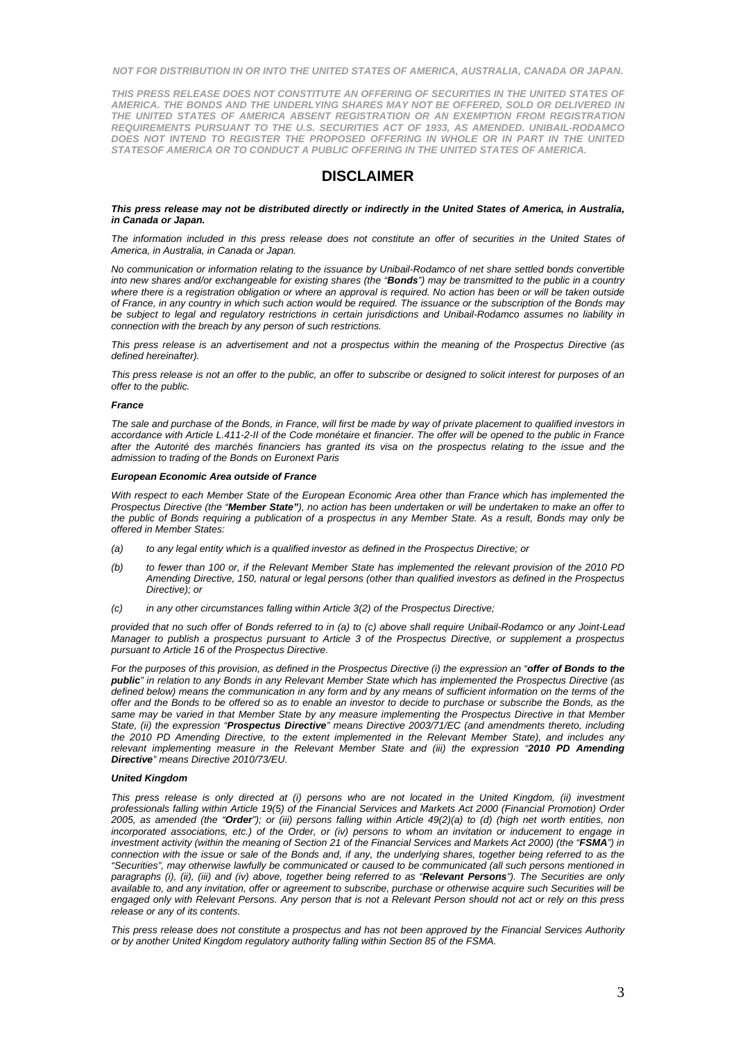***NOT FOR DISTRIBUTION IN OR INTO THE UNITED STATES OF AMERICA, AUSTRALIA, CANADA OR JAPAN.***

***THIS PRESS RELEASE DOES NOT CONSTITUTE AN OFFERING OF SECURITIES IN THE UNITED STATES OF AMERICA. THE BONDS AND THE UNDERLYING SHARES MAY NOT BE OFFERED, SOLD OR DELIVERED IN THE UNITED STATES OF AMERICA ABSENT REGISTRATION OR AN EXEMPTION FROM REGISTRATION REQUIREMENTS PURSUANT TO THE U.S. SECURITIES ACT OF 1933, AS AMENDED. UNIBAIL-RODAMCO DOES NOT INTEND TO REGISTER THE PROPOSED OFFERING IN WHOLE OR IN PART IN THE UNITED STATESOF AMERICA OR TO CONDUCT A PUBLIC OFFERING IN THE UNITED STATES OF AMERICA.***

# DISCLAIMER

***This press release may not be distributed directly or indirectly in the United States of America, in Australia, in Canada or Japan.***

*The information included in this press release does not constitute an offer of securities in the United States of America, in Australia, in Canada or Japan.*

*No communication or information relating to the issuance by Unibail-Rodamco of net share settled bonds convertible into new shares and/or exchangeable for existing shares (the "**Bonds**") may be transmitted to the public in a country where there is a registration obligation or where an approval is required. No action has been or will be taken outside of France, in any country in which such action would be required. The issuance or the subscription of the Bonds may be subject to legal and regulatory restrictions in certain jurisdictions and Unibail-Rodamco assumes no liability in connection with the breach by any person of such restrictions.*

*This press release is an advertisement and not a prospectus within the meaning of the Prospectus Directive (as defined hereinafter).*

*This press release is not an offer to the public, an offer to subscribe or designed to solicit interest for purposes of an offer to the public.*

***France***

*The sale and purchase of the Bonds, in France, will first be made by way of private placement to qualified investors in accordance with Article L.411-2-II of the Code monétaire et financier. The offer will be opened to the public in France after the Autorité des marchés financiers has granted its visa on the prospectus relating to the issue and the admission to trading of the Bonds on Euronext Paris*

***European Economic Area outside of France***

*With respect to each Member State of the European Economic Area other than France which has implemented the Prospectus Directive (the "**Member State"**), no action has been undertaken or will be undertaken to make an offer to the public of Bonds requiring a publication of a prospectus in any Member State. As a result, Bonds may only be offered in Member States:*

*(a) to any legal entity which is a qualified investor as defined in the Prospectus Directive; or*

*(b) to fewer than 100 or, if the Relevant Member State has implemented the relevant provision of the 2010 PD Amending Directive, 150, natural or legal persons (other than qualified investors as defined in the Prospectus Directive); or*

*(c) in any other circumstances falling within Article 3(2) of the Prospectus Directive;*

*provided that no such offer of Bonds referred to in (a) to (c) above shall require Unibail-Rodamco or any Joint-Lead Manager to publish a prospectus pursuant to Article 3 of the Prospectus Directive, or supplement a prospectus pursuant to Article 16 of the Prospectus Directive.*

*For the purposes of this provision, as defined in the Prospectus Directive (i) the expression an "**offer of Bonds to the public**" in relation to any Bonds in any Relevant Member State which has implemented the Prospectus Directive (as defined below) means the communication in any form and by any means of sufficient information on the terms of the offer and the Bonds to be offered so as to enable an investor to decide to purchase or subscribe the Bonds, as the same may be varied in that Member State by any measure implementing the Prospectus Directive in that Member State, (ii) the expression "**Prospectus Directive**" means Directive 2003/71/EC (and amendments thereto, including the 2010 PD Amending Directive, to the extent implemented in the Relevant Member State), and includes any relevant implementing measure in the Relevant Member State and (iii) the expression "**2010 PD Amending Directive**" means Directive 2010/73/EU.*

***United Kingdom***

*This press release is only directed at (i) persons who are not located in the United Kingdom, (ii) investment professionals falling within Article 19(5) of the Financial Services and Markets Act 2000 (Financial Promotion) Order 2005, as amended (the "**Order**"); or (iii) persons falling within Article 49(2)(a) to (d) (high net worth entities, non incorporated associations, etc.) of the Order, or (iv) persons to whom an invitation or inducement to engage in investment activity (within the meaning of Section 21 of the Financial Services and Markets Act 2000) (the "**FSMA**") in connection with the issue or sale of the Bonds and, if any, the underlying shares, together being referred to as the "Securities", may otherwise lawfully be communicated or caused to be communicated (all such persons mentioned in paragraphs (i), (ii), (iii) and (iv) above, together being referred to as "**Relevant Persons**"). The Securities are only available to, and any invitation, offer or agreement to subscribe, purchase or otherwise acquire such Securities will be engaged only with Relevant Persons. Any person that is not a Relevant Person should not act or rely on this press release or any of its contents.*

*This press release does not constitute a prospectus and has not been approved by the Financial Services Authority or by another United Kingdom regulatory authority falling within Section 85 of the FSMA.*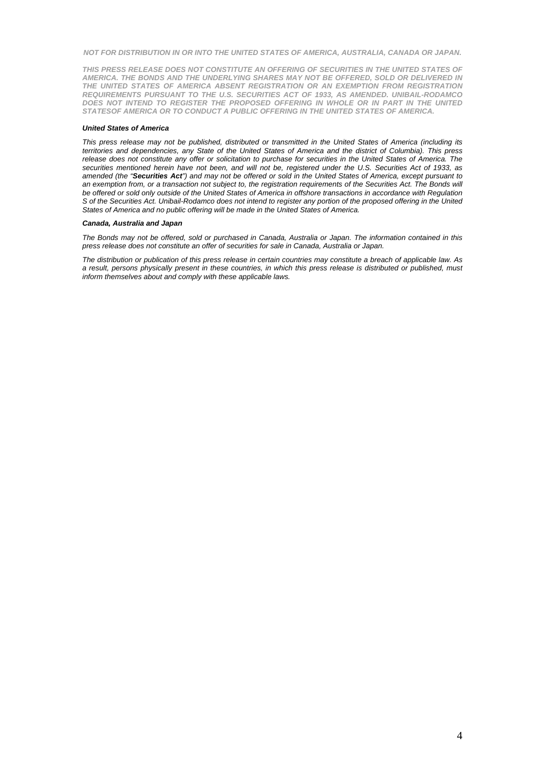***NOT FOR DISTRIBUTION IN OR INTO THE UNITED STATES OF AMERICA, AUSTRALIA, CANADA OR JAPAN.***

***THIS PRESS RELEASE DOES NOT CONSTITUTE AN OFFERING OF SECURITIES IN THE UNITED STATES OF AMERICA. THE BONDS AND THE UNDERLYING SHARES MAY NOT BE OFFERED, SOLD OR DELIVERED IN THE UNITED STATES OF AMERICA ABSENT REGISTRATION OR AN EXEMPTION FROM REGISTRATION REQUIREMENTS PURSUANT TO THE U.S. SECURITIES ACT OF 1933, AS AMENDED. UNIBAIL-RODAMCO DOES NOT INTEND TO REGISTER THE PROPOSED OFFERING IN WHOLE OR IN PART IN THE UNITED STATESOF AMERICA OR TO CONDUCT A PUBLIC OFFERING IN THE UNITED STATES OF AMERICA.***

***United States of America***

*This press release may not be published, distributed or transmitted in the United States of America (including its territories and dependencies, any State of the United States of America and the district of Columbia). This press release does not constitute any offer or solicitation to purchase for securities in the United States of America. The securities mentioned herein have not been, and will not be, registered under the U.S. Securities Act of 1933, as amended (the "**Securities Act**") and may not be offered or sold in the United States of America, except pursuant to an exemption from, or a transaction not subject to, the registration requirements of the Securities Act. The Bonds will be offered or sold only outside of the United States of America in offshore transactions in accordance with Regulation S of the Securities Act. Unibail-Rodamco does not intend to register any portion of the proposed offering in the United States of America and no public offering will be made in the United States of America.*

***Canada, Australia and Japan***

*The Bonds may not be offered, sold or purchased in Canada, Australia or Japan. The information contained in this press release does not constitute an offer of securities for sale in Canada, Australia or Japan.*

*The distribution or publication of this press release in certain countries may constitute a breach of applicable law. As a result, persons physically present in these countries, in which this press release is distributed or published, must inform themselves about and comply with these applicable laws.*